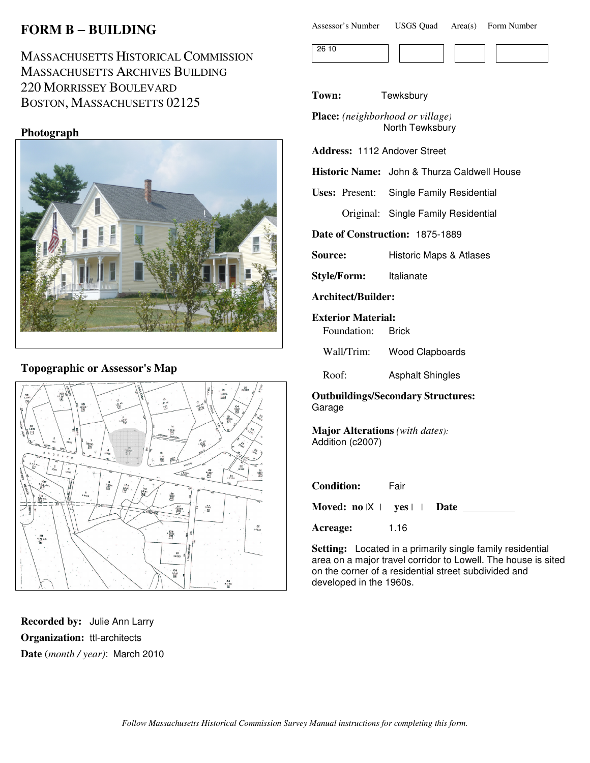# FORM B – BUILDING

MASSACHUSETTS HISTORICAL COMMISSION
MASSACHUSETTS ARCHIVES BUILDING
220 MORRISSEY BOULEVARD
BOSTON, MASSACHUSETTS 02125

| Assessor's Number | USGS Quad | Area(s) | Form Number |
|---|---|---|---|
| 26 10 | | | |

**Photograph**

**Topographic or Assessor's Map**

**Town:** Tewksbury

**Place:** *(neighborhood or village)* North Tewksbury

**Address:** 1112 Andover Street

**Historic Name:** John & Thurza Caldwell House

**Uses:** Present: Single Family Residential

Original: Single Family Residential

**Date of Construction:** 1875-1889

**Source:** Historic Maps & Atlases

**Style/Form:** Italianate

**Architect/Builder:**

**Exterior Material:**

Foundation: Brick

Wall/Trim: Wood Clapboards

Roof: Asphalt Shingles

**Outbuildings/Secondary Structures:**
Garage

**Major Alterations** *(with dates):*
Addition (c2007)

**Condition:** Fair

**Moved:** no [X] yes [ ] **Date** ________

**Acreage:** 1.16

**Setting:** Located in a primarily single family residential area on a major travel corridor to Lowell. The house is sited on the corner of a residential street subdivided and developed in the 1960s.

**Recorded by:** Julie Ann Larry

**Organization:** ttl-architects

**Date** (*month / year*): March 2010

*Follow Massachusetts Historical Commission Survey Manual instructions for completing this form.*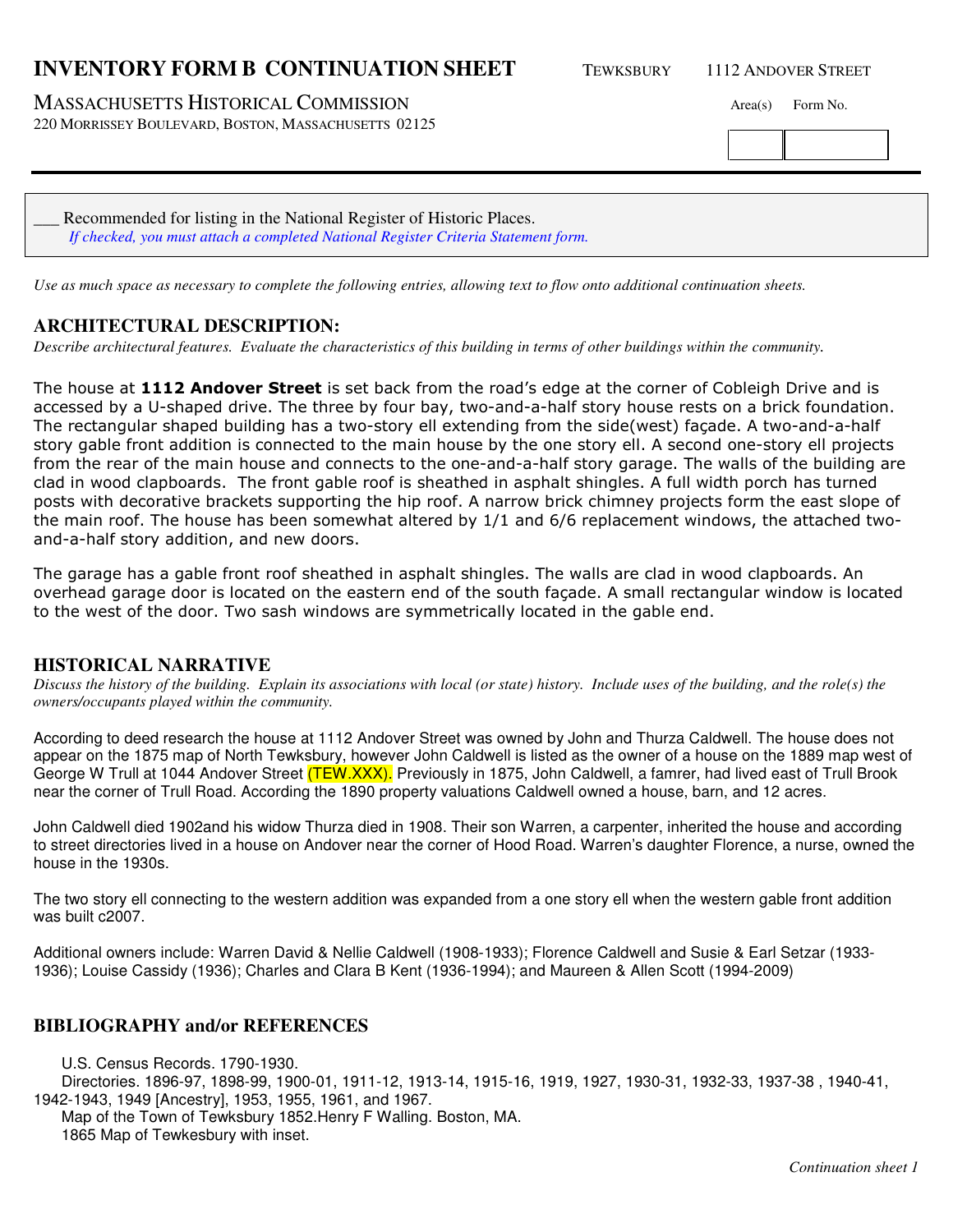# INVENTORY FORM B CONTINUATION SHEET

TEWKSBURY 1112 ANDOVER STREET

MASSACHUSETTS HISTORICAL COMMISSION
220 MORRISSEY BOULEVARD, BOSTON, MASSACHUSETTS 02125

Area(s) Form No.

___ Recommended for listing in the National Register of Historic Places.
*If checked, you must attach a completed National Register Criteria Statement form.*

*Use as much space as necessary to complete the following entries, allowing text to flow onto additional continuation sheets.*

## ARCHITECTURAL DESCRIPTION:

*Describe architectural features. Evaluate the characteristics of this building in terms of other buildings within the community.*

The house at **1112 Andover Street** is set back from the road's edge at the corner of Cobleigh Drive and is accessed by a U-shaped drive. The three by four bay, two-and-a-half story house rests on a brick foundation. The rectangular shaped building has a two-story ell extending from the side(west) façade. A two-and-a-half story gable front addition is connected to the main house by the one story ell. A second one-story ell projects from the rear of the main house and connects to the one-and-a-half story garage. The walls of the building are clad in wood clapboards. The front gable roof is sheathed in asphalt shingles. A full width porch has turned posts with decorative brackets supporting the hip roof. A narrow brick chimney projects form the east slope of the main roof. The house has been somewhat altered by 1/1 and 6/6 replacement windows, the attached two-and-a-half story addition, and new doors.

The garage has a gable front roof sheathed in asphalt shingles. The walls are clad in wood clapboards. An overhead garage door is located on the eastern end of the south façade. A small rectangular window is located to the west of the door. Two sash windows are symmetrically located in the gable end.

## HISTORICAL NARRATIVE

*Discuss the history of the building. Explain its associations with local (or state) history. Include uses of the building, and the role(s) the owners/occupants played within the community.*

According to deed research the house at 1112 Andover Street was owned by John and Thurza Caldwell. The house does not appear on the 1875 map of North Tewksbury, however John Caldwell is listed as the owner of a house on the 1889 map west of George W Trull at 1044 Andover Street (TEW.XXX). Previously in 1875, John Caldwell, a famrer, had lived east of Trull Brook near the corner of Trull Road. According the 1890 property valuations Caldwell owned a house, barn, and 12 acres.

John Caldwell died 1902and his widow Thurza died in 1908. Their son Warren, a carpenter, inherited the house and according to street directories lived in a house on Andover near the corner of Hood Road. Warren's daughter Florence, a nurse, owned the house in the 1930s.

The two story ell connecting to the western addition was expanded from a one story ell when the western gable front addition was built c2007.

Additional owners include: Warren David & Nellie Caldwell (1908-1933); Florence Caldwell and Susie & Earl Setzar (1933-1936); Louise Cassidy (1936); Charles and Clara B Kent (1936-1994); and Maureen & Allen Scott (1994-2009)

## BIBLIOGRAPHY and/or REFERENCES

U.S. Census Records. 1790-1930.
Directories. 1896-97, 1898-99, 1900-01, 1911-12, 1913-14, 1915-16, 1919, 1927, 1930-31, 1932-33, 1937-38 , 1940-41, 1942-1943, 1949 [Ancestry], 1953, 1955, 1961, and 1967.
Map of the Town of Tewksbury 1852.Henry F Walling. Boston, MA.
1865 Map of Tewkesbury with inset.

*Continuation sheet 1*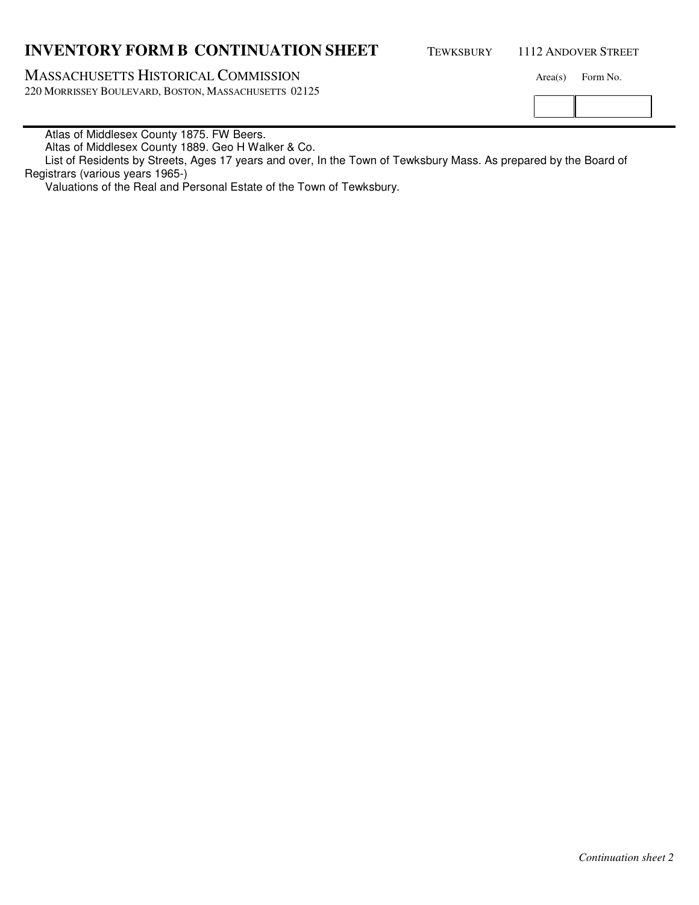Atlas of Middlesex County 1875. FW Beers.

Altas of Middlesex County 1889. Geo H Walker & Co.

List of Residents by Streets, Ages 17 years and over, In the Town of Tewksbury Mass. As prepared by the Board of Registrars (various years 1965-)

Valuations of the Real and Personal Estate of the Town of Tewksbury.